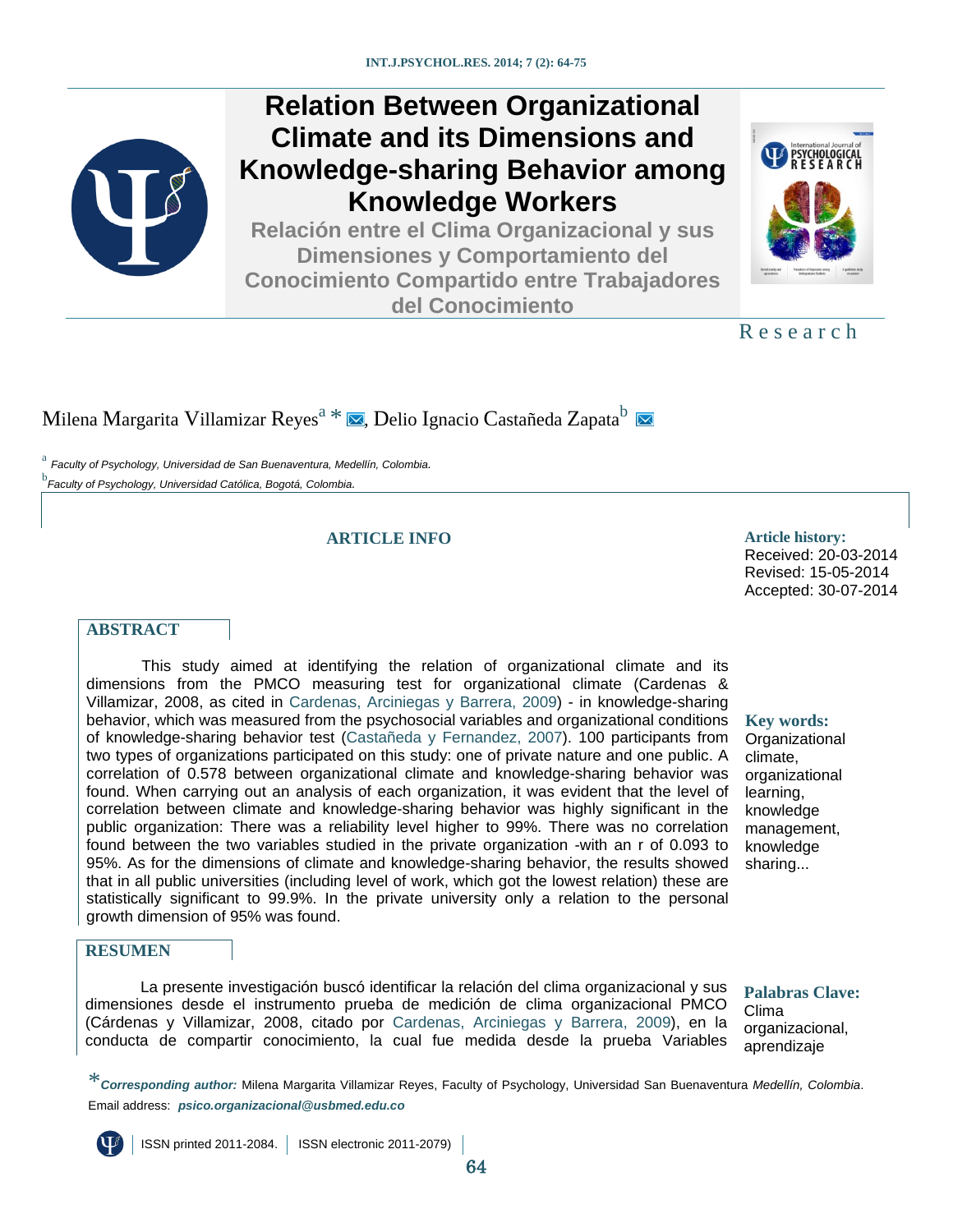# Relation Between Organizational Climate and its Dimensions and Knowledge-sharing Behavior among Knowledge Workers

## Relación entre el Clima Organizacional y sus Dimensiones y Comportamiento del Conocimiento Compartido entre Trabajadores del Conocimiento

Research

Milena Margarita Villamizar Reyes[a] *, Delio Ignacio Castañeda Zapata[b]

[a] *Faculty of Psychology, Universidad de San Buenaventura, Medellín, Colombia.*

[b] *Faculty of Psychology, Universidad Católica, Bogotá, Colombia.*

**ARTICLE INFO**

**Article history:**
Received: 20-03-2014
Revised: 15-05-2014
Accepted: 30-07-2014

### ABSTRACT

This study aimed at identifying the relation of organizational climate and its dimensions from the PMCO measuring test for organizational climate (Cardenas & Villamizar, 2008, as cited in Cardenas, Arciniegas y Barrera, 2009) - in knowledge-sharing behavior, which was measured from the psychosocial variables and organizational conditions of knowledge-sharing behavior test (Castañeda y Fernandez, 2007). 100 participants from two types of organizations participated on this study: one of private nature and one public. A correlation of 0.578 between organizational climate and knowledge-sharing behavior was found. When carrying out an analysis of each organization, it was evident that the level of correlation between climate and knowledge-sharing behavior was highly significant in the public organization: There was a reliability level higher to 99%. There was no correlation found between the two variables studied in the private organization -with an r of 0.093 to 95%. As for the dimensions of climate and knowledge-sharing behavior, the results showed that in all public universities (including level of work, which got the lowest relation) these are statistically significant to 99.9%. In the private university only a relation to the personal growth dimension of 95% was found.

**Key words:** Organizational climate, organizational learning, knowledge management, knowledge sharing...

### RESUMEN

La presente investigación buscó identificar la relación del clima organizacional y sus dimensiones desde el instrumento prueba de medición de clima organizacional PMCO (Cárdenas y Villamizar, 2008, citado por Cardenas, Arciniegas y Barrera, 2009), en la conducta de compartir conocimiento, la cual fue medida desde la prueba Variables

**Palabras Clave:** Clima organizacional, aprendizaje

*Corresponding author:* Milena Margarita Villamizar Reyes, Faculty of Psychology, Universidad San Buenaventura *Medellín, Colombia*.
Email address: ***psico.organizacional@usbmed.edu.co***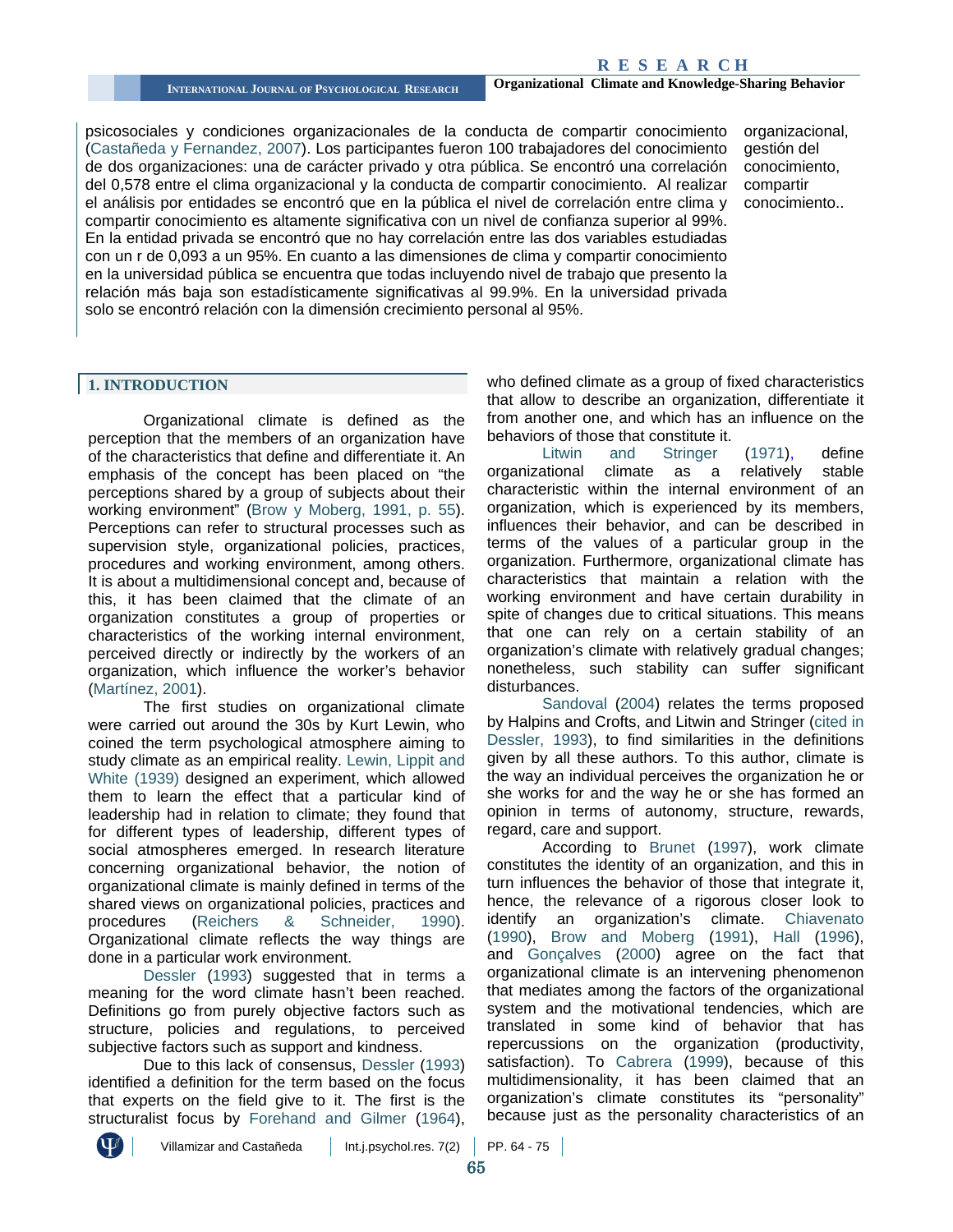psicosociales y condiciones organizacionales de la conducta de compartir conocimiento (Castañeda y Fernandez, 2007). Los participantes fueron 100 trabajadores del conocimiento de dos organizaciones: una de carácter privado y otra pública. Se encontró una correlación del 0,578 entre el clima organizacional y la conducta de compartir conocimiento. Al realizar el análisis por entidades se encontró que en la pública el nivel de correlación entre clima y compartir conocimiento es altamente significativa con un nivel de confianza superior al 99%. En la entidad privada se encontró que no hay correlación entre las dos variables estudiadas con un r de 0,093 a un 95%. En cuanto a las dimensiones de clima y compartir conocimiento en la universidad pública se encuentra que todas incluyendo nivel de trabajo que presento la relación más baja son estadísticamente significativas al 99.9%. En la universidad privada solo se encontró relación con la dimensión crecimiento personal al 95%.

organizacional, gestión del conocimiento, compartir conocimiento..

## 1. INTRODUCTION

Organizational climate is defined as the perception that the members of an organization have of the characteristics that define and differentiate it. An emphasis of the concept has been placed on "the perceptions shared by a group of subjects about their working environment" (Brow y Moberg, 1991, p. 55). Perceptions can refer to structural processes such as supervision style, organizational policies, practices, procedures and working environment, among others. It is about a multidimensional concept and, because of this, it has been claimed that the climate of an organization constitutes a group of properties or characteristics of the working internal environment, perceived directly or indirectly by the workers of an organization, which influence the worker's behavior (Martínez, 2001).

The first studies on organizational climate were carried out around the 30s by Kurt Lewin, who coined the term psychological atmosphere aiming to study climate as an empirical reality. Lewin, Lippit and White (1939) designed an experiment, which allowed them to learn the effect that a particular kind of leadership had in relation to climate; they found that for different types of leadership, different types of social atmospheres emerged. In research literature concerning organizational behavior, the notion of organizational climate is mainly defined in terms of the shared views on organizational policies, practices and procedures (Reichers & Schneider, 1990). Organizational climate reflects the way things are done in a particular work environment.

Dessler (1993) suggested that in terms a meaning for the word climate hasn't been reached. Definitions go from purely objective factors such as structure, policies and regulations, to perceived subjective factors such as support and kindness.

Due to this lack of consensus, Dessler (1993) identified a definition for the term based on the focus that experts on the field give to it. The first is the structuralist focus by Forehand and Gilmer (1964), who defined climate as a group of fixed characteristics that allow to describe an organization, differentiate it from another one, and which has an influence on the behaviors of those that constitute it.

Litwin and Stringer (1971), define organizational climate as a relatively stable characteristic within the internal environment of an organization, which is experienced by its members, influences their behavior, and can be described in terms of the values of a particular group in the organization. Furthermore, organizational climate has characteristics that maintain a relation with the working environment and have certain durability in spite of changes due to critical situations. This means that one can rely on a certain stability of an organization's climate with relatively gradual changes; nonetheless, such stability can suffer significant disturbances.

Sandoval (2004) relates the terms proposed by Halpins and Crofts, and Litwin and Stringer (cited in Dessler, 1993), to find similarities in the definitions given by all these authors. To this author, climate is the way an individual perceives the organization he or she works for and the way he or she has formed an opinion in terms of autonomy, structure, rewards, regard, care and support.

According to Brunet (1997), work climate constitutes the identity of an organization, and this in turn influences the behavior of those that integrate it, hence, the relevance of a rigorous closer look to identify an organization's climate. Chiavenato (1990), Brow and Moberg (1991), Hall (1996), and Gonçalves (2000) agree on the fact that organizational climate is an intervening phenomenon that mediates among the factors of the organizational system and the motivational tendencies, which are translated in some kind of behavior that has repercussions on the organization (productivity, satisfaction). To Cabrera (1999), because of this multidimensionality, it has been claimed that an organization's climate constitutes its "personality" because just as the personality characteristics of an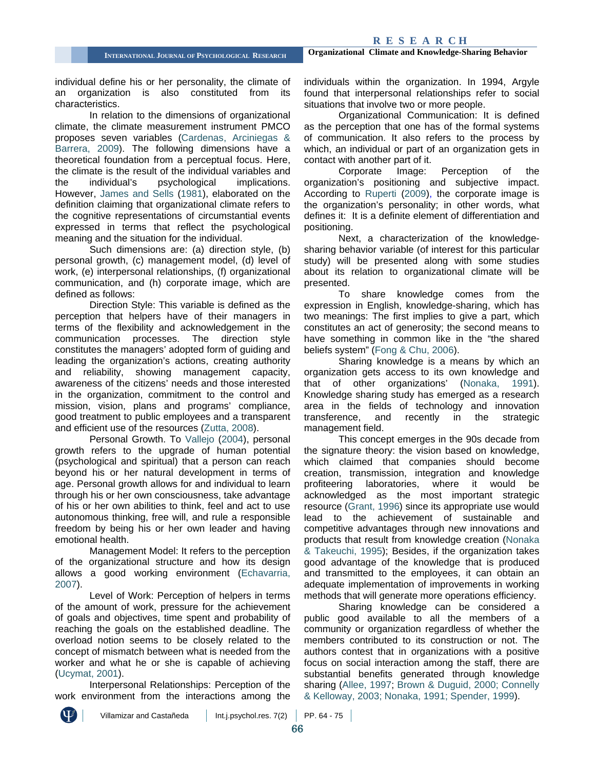individual define his or her personality, the climate of an organization is also constituted from its characteristics.

In relation to the dimensions of organizational climate, the climate measurement instrument PMCO proposes seven variables (Cardenas, Arciniegas & Barrera, 2009). The following dimensions have a theoretical foundation from a perceptual focus. Here, the climate is the result of the individual variables and the individual's psychological implications. However, James and Sells (1981), elaborated on the definition claiming that organizational climate refers to the cognitive representations of circumstantial events expressed in terms that reflect the psychological meaning and the situation for the individual.

Such dimensions are: (a) direction style, (b) personal growth, (c) management model, (d) level of work, (e) interpersonal relationships, (f) organizational communication, and (h) corporate image, which are defined as follows:

Direction Style: This variable is defined as the perception that helpers have of their managers in terms of the flexibility and acknowledgement in the communication processes. The direction style constitutes the managers' adopted form of guiding and leading the organization's actions, creating authority and reliability, showing management capacity, awareness of the citizens' needs and those interested in the organization, commitment to the control and mission, vision, plans and programs' compliance, good treatment to public employees and a transparent and efficient use of the resources (Zutta, 2008).

Personal Growth. To Vallejo (2004), personal growth refers to the upgrade of human potential (psychological and spiritual) that a person can reach beyond his or her natural development in terms of age. Personal growth allows for and individual to learn through his or her own consciousness, take advantage of his or her own abilities to think, feel and act to use autonomous thinking, free will, and rule a responsible freedom by being his or her own leader and having emotional health.

Management Model: It refers to the perception of the organizational structure and how its design allows a good working environment (Echavarria, 2007).

Level of Work: Perception of helpers in terms of the amount of work, pressure for the achievement of goals and objectives, time spent and probability of reaching the goals on the established deadline. The overload notion seems to be closely related to the concept of mismatch between what is needed from the worker and what he or she is capable of achieving (Ucymat, 2001).

Interpersonal Relationships: Perception of the work environment from the interactions among the individuals within the organization. In 1994, Argyle found that interpersonal relationships refer to social situations that involve two or more people.

Organizational Communication: It is defined as the perception that one has of the formal systems of communication. It also refers to the process by which, an individual or part of an organization gets in contact with another part of it.

Corporate Image: Perception of the organization's positioning and subjective impact. According to Ruperti (2009), the corporate image is the organization's personality; in other words, what defines it: It is a definite element of differentiation and positioning.

Next, a characterization of the knowledge-sharing behavior variable (of interest for this particular study) will be presented along with some studies about its relation to organizational climate will be presented.

To share knowledge comes from the expression in English, knowledge-sharing, which has two meanings: The first implies to give a part, which constitutes an act of generosity; the second means to have something in common like in the "the shared beliefs system" (Fong & Chu, 2006).

Sharing knowledge is a means by which an organization gets access to its own knowledge and that of other organizations' (Nonaka, 1991). Knowledge sharing study has emerged as a research area in the fields of technology and innovation transference, and recently in the strategic management field.

This concept emerges in the 90s decade from the signature theory: the vision based on knowledge, which claimed that companies should become creation, transmission, integration and knowledge profiteering laboratories, where it would be acknowledged as the most important strategic resource (Grant, 1996) since its appropriate use would lead to the achievement of sustainable and competitive advantages through new innovations and products that result from knowledge creation (Nonaka & Takeuchi, 1995); Besides, if the organization takes good advantage of the knowledge that is produced and transmitted to the employees, it can obtain an adequate implementation of improvements in working methods that will generate more operations efficiency.

Sharing knowledge can be considered a public good available to all the members of a community or organization regardless of whether the members contributed to its construction or not. The authors contest that in organizations with a positive focus on social interaction among the staff, there are substantial benefits generated through knowledge sharing (Allee, 1997; Brown & Duguid, 2000; Connelly & Kelloway, 2003; Nonaka, 1991; Spender, 1999).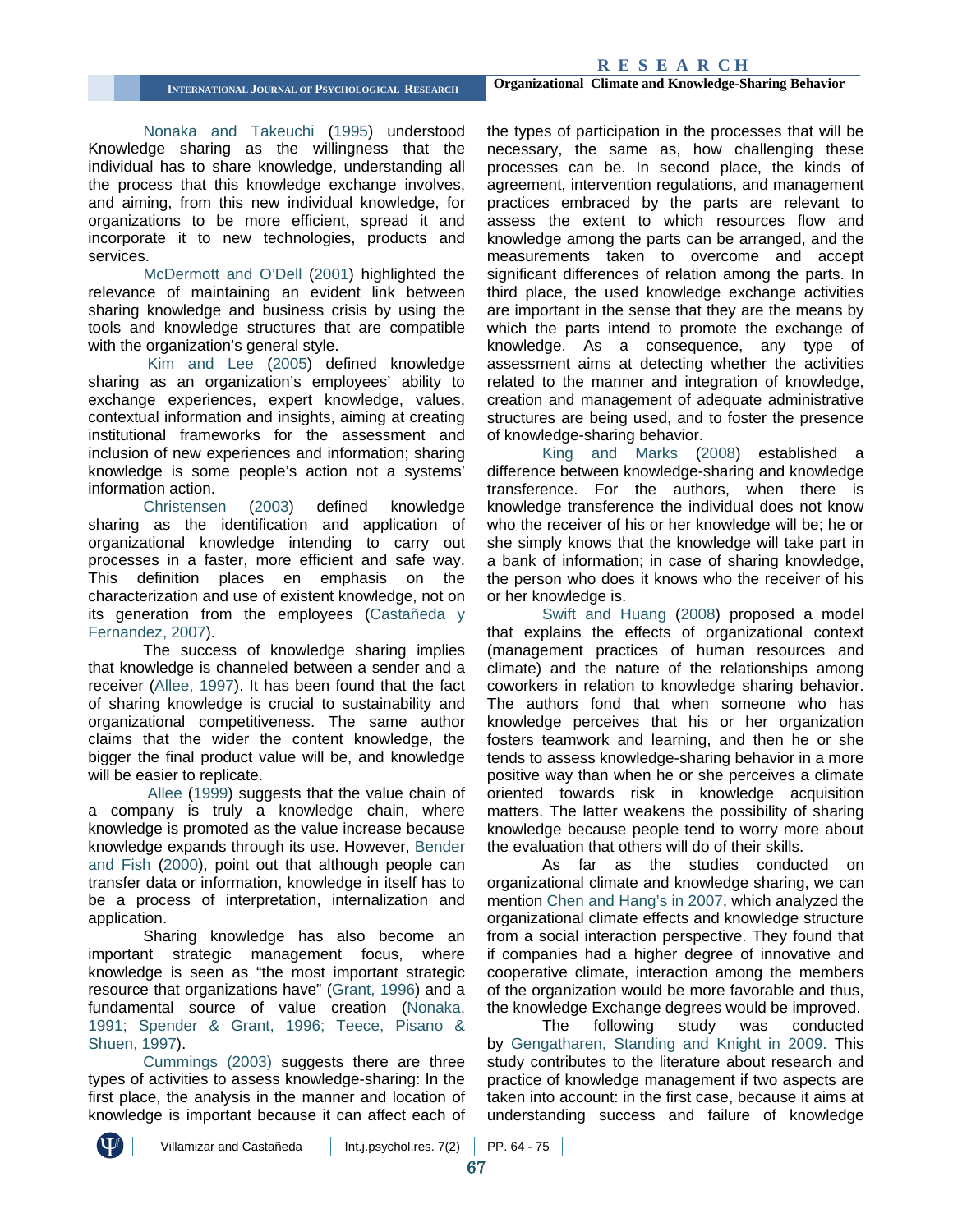Nonaka and Takeuchi (1995) understood Knowledge sharing as the willingness that the individual has to share knowledge, understanding all the process that this knowledge exchange involves, and aiming, from this new individual knowledge, for organizations to be more efficient, spread it and incorporate it to new technologies, products and services.

McDermott and O'Dell (2001) highlighted the relevance of maintaining an evident link between sharing knowledge and business crisis by using the tools and knowledge structures that are compatible with the organization's general style.

Kim and Lee (2005) defined knowledge sharing as an organization's employees' ability to exchange experiences, expert knowledge, values, contextual information and insights, aiming at creating institutional frameworks for the assessment and inclusion of new experiences and information; sharing knowledge is some people's action not a systems' information action.

Christensen (2003) defined knowledge sharing as the identification and application of organizational knowledge intending to carry out processes in a faster, more efficient and safe way. This definition places en emphasis on the characterization and use of existent knowledge, not on its generation from the employees (Castañeda y Fernandez, 2007).

The success of knowledge sharing implies that knowledge is channeled between a sender and a receiver (Allee, 1997). It has been found that the fact of sharing knowledge is crucial to sustainability and organizational competitiveness. The same author claims that the wider the content knowledge, the bigger the final product value will be, and knowledge will be easier to replicate.

Allee (1999) suggests that the value chain of a company is truly a knowledge chain, where knowledge is promoted as the value increase because knowledge expands through its use. However, Bender and Fish (2000), point out that although people can transfer data or information, knowledge in itself has to be a process of interpretation, internalization and application.

Sharing knowledge has also become an important strategic management focus, where knowledge is seen as "the most important strategic resource that organizations have" (Grant, 1996) and a fundamental source of value creation (Nonaka, 1991; Spender & Grant, 1996; Teece, Pisano & Shuen, 1997).

Cummings (2003) suggests there are three types of activities to assess knowledge-sharing: In the first place, the analysis in the manner and location of knowledge is important because it can affect each of the types of participation in the processes that will be necessary, the same as, how challenging these processes can be. In second place, the kinds of agreement, intervention regulations, and management practices embraced by the parts are relevant to assess the extent to which resources flow and knowledge among the parts can be arranged, and the measurements taken to overcome and accept significant differences of relation among the parts. In third place, the used knowledge exchange activities are important in the sense that they are the means by which the parts intend to promote the exchange of knowledge. As a consequence, any type of assessment aims at detecting whether the activities related to the manner and integration of knowledge, creation and management of adequate administrative structures are being used, and to foster the presence of knowledge-sharing behavior.

King and Marks (2008) established a difference between knowledge-sharing and knowledge transference. For the authors, when there is knowledge transference the individual does not know who the receiver of his or her knowledge will be; he or she simply knows that the knowledge will take part in a bank of information; in case of sharing knowledge, the person who does it knows who the receiver of his or her knowledge is.

Swift and Huang (2008) proposed a model that explains the effects of organizational context (management practices of human resources and climate) and the nature of the relationships among coworkers in relation to knowledge sharing behavior. The authors fond that when someone who has knowledge perceives that his or her organization fosters teamwork and learning, and then he or she tends to assess knowledge-sharing behavior in a more positive way than when he or she perceives a climate oriented towards risk in knowledge acquisition matters. The latter weakens the possibility of sharing knowledge because people tend to worry more about the evaluation that others will do of their skills.

As far as the studies conducted on organizational climate and knowledge sharing, we can mention Chen and Hang's in 2007, which analyzed the organizational climate effects and knowledge structure from a social interaction perspective. They found that if companies had a higher degree of innovative and cooperative climate, interaction among the members of the organization would be more favorable and thus, the knowledge Exchange degrees would be improved.

The following study was conducted by Gengatharen, Standing and Knight in 2009. This study contributes to the literature about research and practice of knowledge management if two aspects are taken into account: in the first case, because it aims at understanding success and failure of knowledge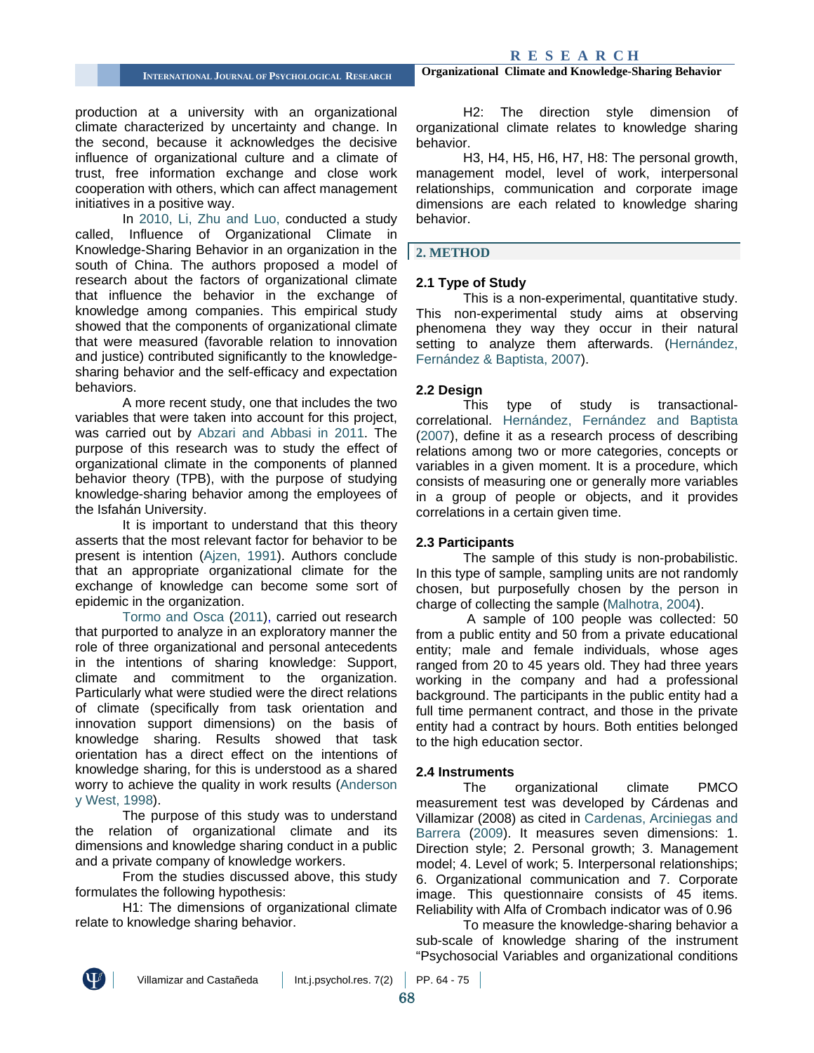production at a university with an organizational climate characterized by uncertainty and change. In the second, because it acknowledges the decisive influence of organizational culture and a climate of trust, free information exchange and close work cooperation with others, which can affect management initiatives in a positive way.

In 2010, Li, Zhu and Luo, conducted a study called, Influence of Organizational Climate in Knowledge-Sharing Behavior in an organization in the south of China. The authors proposed a model of research about the factors of organizational climate that influence the behavior in the exchange of knowledge among companies. This empirical study showed that the components of organizational climate that were measured (favorable relation to innovation and justice) contributed significantly to the knowledge-sharing behavior and the self-efficacy and expectation behaviors.

A more recent study, one that includes the two variables that were taken into account for this project, was carried out by Abzari and Abbasi in 2011. The purpose of this research was to study the effect of organizational climate in the components of planned behavior theory (TPB), with the purpose of studying knowledge-sharing behavior among the employees of the Isfahán University.

It is important to understand that this theory asserts that the most relevant factor for behavior to be present is intention (Ajzen, 1991). Authors conclude that an appropriate organizational climate for the exchange of knowledge can become some sort of epidemic in the organization.

Tormo and Osca (2011), carried out research that purported to analyze in an exploratory manner the role of three organizational and personal antecedents in the intentions of sharing knowledge: Support, climate and commitment to the organization. Particularly what were studied were the direct relations of climate (specifically from task orientation and innovation support dimensions) on the basis of knowledge sharing. Results showed that task orientation has a direct effect on the intentions of knowledge sharing, for this is understood as a shared worry to achieve the quality in work results (Anderson y West, 1998).

The purpose of this study was to understand the relation of organizational climate and its dimensions and knowledge sharing conduct in a public and a private company of knowledge workers.

From the studies discussed above, this study formulates the following hypothesis:

H1: The dimensions of organizational climate relate to knowledge sharing behavior.

H2: The direction style dimension of organizational climate relates to knowledge sharing behavior.

H3, H4, H5, H6, H7, H8: The personal growth, management model, level of work, interpersonal relationships, communication and corporate image dimensions are each related to knowledge sharing behavior.

## 2. METHOD

### 2.1 Type of Study

This is a non-experimental, quantitative study. This non-experimental study aims at observing phenomena they way they occur in their natural setting to analyze them afterwards. (Hernández, Fernández & Baptista, 2007).

### 2.2 Design

This type of study is transactional-correlational. Hernández, Fernández and Baptista (2007), define it as a research process of describing relations among two or more categories, concepts or variables in a given moment. It is a procedure, which consists of measuring one or generally more variables in a group of people or objects, and it provides correlations in a certain given time.

### 2.3 Participants

The sample of this study is non-probabilistic. In this type of sample, sampling units are not randomly chosen, but purposefully chosen by the person in charge of collecting the sample (Malhotra, 2004).

A sample of 100 people was collected: 50 from a public entity and 50 from a private educational entity; male and female individuals, whose ages ranged from 20 to 45 years old. They had three years working in the company and had a professional background. The participants in the public entity had a full time permanent contract, and those in the private entity had a contract by hours. Both entities belonged to the high education sector.

### 2.4 Instruments

The organizational climate PMCO measurement test was developed by Cárdenas and Villamizar (2008) as cited in Cardenas, Arciniegas and Barrera (2009). It measures seven dimensions: 1. Direction style; 2. Personal growth; 3. Management model; 4. Level of work; 5. Interpersonal relationships; 6. Organizational communication and 7. Corporate image. This questionnaire consists of 45 items. Reliability with Alfa of Crombach indicator was of 0.96

To measure the knowledge-sharing behavior a sub-scale of knowledge sharing of the instrument “Psychosocial Variables and organizational conditions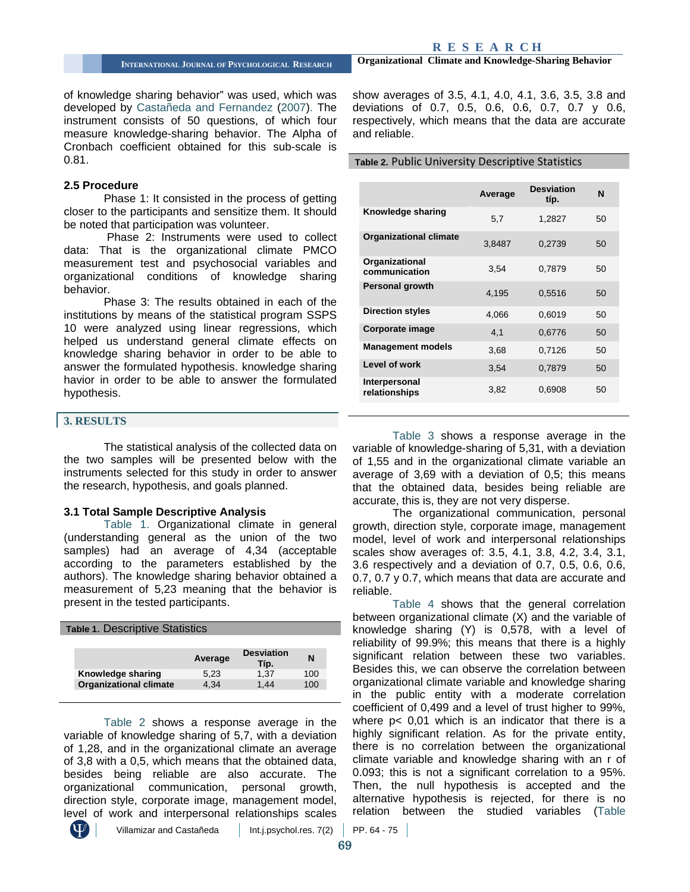of knowledge sharing behavior" was used, which was developed by Castañeda and Fernandez (2007). The instrument consists of 50 questions, of which four measure knowledge-sharing behavior. The Alpha of Cronbach coefficient obtained for this sub-scale is 0.81.

### 2.5 Procedure

Phase 1: It consisted in the process of getting closer to the participants and sensitize them. It should be noted that participation was volunteer.

Phase 2: Instruments were used to collect data: That is the organizational climate PMCO measurement test and psychosocial variables and organizational conditions of knowledge sharing behavior.

Phase 3: The results obtained in each of the institutions by means of the statistical program SSPS 10 were analyzed using linear regressions, which helped us understand general climate effects on knowledge sharing behavior in order to be able to answer the formulated hypothesis. knowledge sharing havior in order to be able to answer the formulated hypothesis.

## 3. RESULTS

The statistical analysis of the collected data on the two samples will be presented below with the instruments selected for this study in order to answer the research, hypothesis, and goals planned.

### 3.1 Total Sample Descriptive Analysis

Table 1. Organizational climate in general (understanding general as the union of the two samples) had an average of 4,34 (acceptable according to the parameters established by the authors). The knowledge sharing behavior obtained a measurement of 5,23 meaning that the behavior is present in the tested participants.

**Table 1.** Descriptive Statistics

| | Average | Desviation Típ. | N |
|---|---|---|---|
| **Knowledge sharing** | 5,23 | 1,37 | 100 |
| **Organizational climate** | 4,34 | 1,44 | 100 |

Table 2 shows a response average in the variable of knowledge sharing of 5,7, with a deviation of 1,28, and in the organizational climate an average of 3,8 with a 0,5, which means that the obtained data, besides being reliable are also accurate. The organizational communication, personal growth, direction style, corporate image, management model, level of work and interpersonal relationships scales show averages of 3.5, 4.1, 4.0, 4.1, 3.6, 3.5, 3.8 and deviations of 0.7, 0.5, 0.6, 0.6, 0.7, 0.7 y 0.6, respectively, which means that the data are accurate and reliable.

**Table 2.** Public University Descriptive Statistics

| | Average | Desviation típ. | N |
|---|---|---|---|
| **Knowledge sharing** | 5,7 | 1,2827 | 50 |
| **Organizational climate** | 3,8487 | 0,2739 | 50 |
| **Organizational communication** | 3,54 | 0,7879 | 50 |
| **Personal growth** | 4,195 | 0,5516 | 50 |
| **Direction styles** | 4,066 | 0,6019 | 50 |
| **Corporate image** | 4,1 | 0,6776 | 50 |
| **Management models** | 3,68 | 0,7126 | 50 |
| **Level of work** | 3,54 | 0,7879 | 50 |
| **Interpersonal relationships** | 3,82 | 0,6908 | 50 |

Table 3 shows a response average in the variable of knowledge-sharing of 5,31, with a deviation of 1,55 and in the organizational climate variable an average of 3,69 with a deviation of 0,5; this means that the obtained data, besides being reliable are accurate, this is, they are not very disperse.

The organizational communication, personal growth, direction style, corporate image, management model, level of work and interpersonal relationships scales show averages of: 3.5, 4.1, 3.8, 4.2, 3.4, 3.1, 3.6 respectively and a deviation of 0.7, 0.5, 0.6, 0.6, 0.7, 0.7 y 0.7, which means that data are accurate and reliable.

Table 4 shows that the general correlation between organizational climate (X) and the variable of knowledge sharing (Y) is 0,578, with a level of reliability of 99.9%; this means that there is a highly significant relation between these two variables. Besides this, we can observe the correlation between organizational climate variable and knowledge sharing in the public entity with a moderate correlation coefficient of 0,499 and a level of trust higher to 99%, where $p < 0,01$ which is an indicator that there is a highly significant relation. As for the private entity, there is no correlation between the organizational climate variable and knowledge sharing with an r of 0.093; this is not a significant correlation to a 95%. Then, the null hypothesis is accepted and the alternative hypothesis is rejected, for there is no relation between the studied variables (Table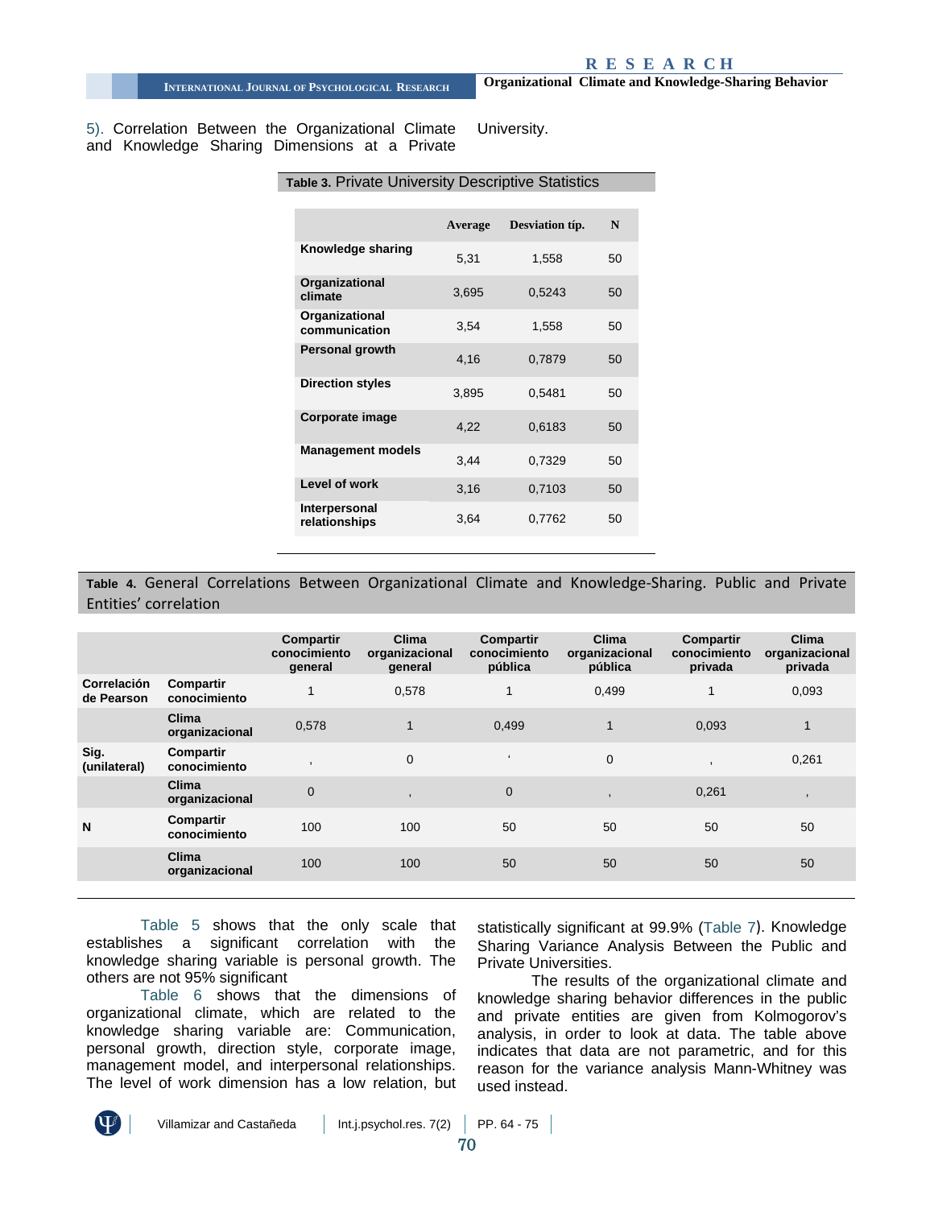5). Correlation Between the Organizational Climate and Knowledge Sharing Dimensions at a Private University.

**Table 3.** Private University Descriptive Statistics

| | Average | Desviation típ. | N |
|---|---|---|---|
| **Knowledge sharing** | 5,31 | 1,558 | 50 |
| **Organizational climate** | 3,695 | 0,5243 | 50 |
| **Organizational communication** | 3,54 | 1,558 | 50 |
| **Personal growth** | 4,16 | 0,7879 | 50 |
| **Direction styles** | 3,895 | 0,5481 | 50 |
| **Corporate image** | 4,22 | 0,6183 | 50 |
| **Management models** | 3,44 | 0,7329 | 50 |
| **Level of work** | 3,16 | 0,7103 | 50 |
| **Interpersonal relationships** | 3,64 | 0,7762 | 50 |

**Table 4.** General Correlations Between Organizational Climate and Knowledge-Sharing. Public and Private Entities' correlation

| | | Compartir conocimiento general | Clima organizacional general | Compartir conocimiento pública | Clima organizacional pública | Compartir conocimiento privada | Clima organizacional privada |
|---|---|---|---|---|---|---|---|
| **Correlación de Pearson** | **Compartir conocimiento** | 1 | 0,578 | 1 | 0,499 | 1 | 0,093 |
| | **Clima organizacional** | 0,578 | 1 | 0,499 | 1 | 0,093 | 1 |
| **Sig. (unilateral)** | **Compartir conocimiento** | , | 0 | ' | 0 | , | 0,261 |
| | **Clima organizacional** | 0 | , | 0 | , | 0,261 | , |
| **N** | **Compartir conocimiento** | 100 | 100 | 50 | 50 | 50 | 50 |
| | **Clima organizacional** | 100 | 100 | 50 | 50 | 50 | 50 |

Table 5 shows that the only scale that establishes a significant correlation with the knowledge sharing variable is personal growth. The others are not 95% significant

Table 6 shows that the dimensions of organizational climate, which are related to the knowledge sharing variable are: Communication, personal growth, direction style, corporate image, management model, and interpersonal relationships. The level of work dimension has a low relation, but statistically significant at 99.9% (Table 7). Knowledge Sharing Variance Analysis Between the Public and Private Universities.

The results of the organizational climate and knowledge sharing behavior differences in the public and private entities are given from Kolmogorov's analysis, in order to look at data. The table above indicates that data are not parametric, and for this reason for the variance analysis Mann-Whitney was used instead.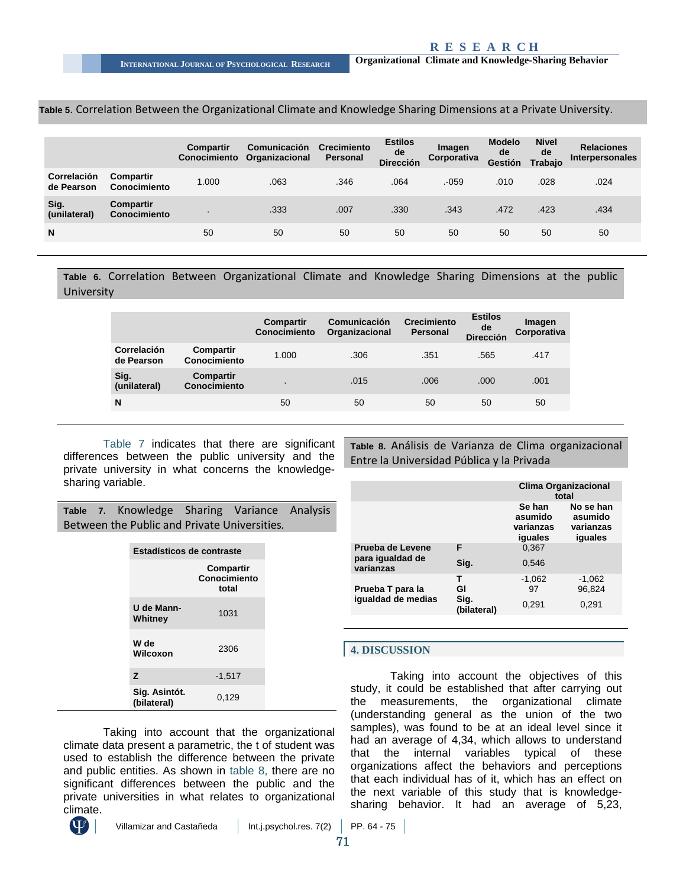**Table 5.** Correlation Between the Organizational Climate and Knowledge Sharing Dimensions at a Private University.

| | | Compartir Conocimiento | Comunicación Organizacional | Crecimiento Personal | Estilos de Dirección | Imagen Corporativa | Modelo de Gestión | Nivel de Trabajo | Relaciones Interpersonales |
|---|---|---|---|---|---|---|---|---|---|
| Correlación de Pearson | Compartir Conocimiento | 1.000 | .063 | .346 | .064 | .-059 | .010 | .028 | .024 |
| Sig. (unilateral) | Compartir Conocimiento | . | .333 | .007 | .330 | .343 | .472 | .423 | .434 |
| N | | 50 | 50 | 50 | 50 | 50 | 50 | 50 | 50 |

**Table 6.** Correlation Between Organizational Climate and Knowledge Sharing Dimensions at the public University

| | | Compartir Conocimiento | Comunicación Organizacional | Crecimiento Personal | Estilos de Dirección | Imagen Corporativa |
|---|---|---|---|---|---|---|
| Correlación de Pearson | Compartir Conocimiento | 1.000 | .306 | .351 | .565 | .417 |
| Sig. (unilateral) | Compartir Conocimiento | . | .015 | .006 | .000 | .001 |
| N | | 50 | 50 | 50 | 50 | 50 |

Table 7 indicates that there are significant differences between the public university and the private university in what concerns the knowledge-sharing variable.

**Table 7.** Knowledge Sharing Variance Analysis Between the Public and Private Universities.

| Estadísticos de contraste | Compartir Conocimiento total |
|---|---|
| U de Mann-Whitney | 1031 |
| W de Wilcoxon | 2306 |
| Z | -1,517 |
| Sig. Asintót. (bilateral) | 0,129 |

Taking into account that the organizational climate data present a parametric, the t of student was used to establish the difference between the private and public entities. As shown in table 8, there are no significant differences between the public and the private universities in what relates to organizational climate.

**Table 8.** Análisis de Varianza de Clima organizacional Entre la Universidad Pública y la Privada

| | | Clima Organizacional total | |
|---|---|---|---|
| | | Se han asumido varianzas iguales | No se han asumido varianzas iguales |
| Prueba de Levene para igualdad de varianzas | F | 0,367 | |
| | Sig. | 0,546 | |
| Prueba T para la igualdad de medias | T | -1,062 | -1,062 |
| | Gl | 97 | 96,824 |
| | Sig. (bilateral) | 0,291 | 0,291 |

## 4. DISCUSSION

Taking into account the objectives of this study, it could be established that after carrying out the measurements, the organizational climate (understanding general as the union of the two samples), was found to be at an ideal level since it had an average of 4,34, which allows to understand that the internal variables typical of these organizations affect the behaviors and perceptions that each individual has of it, which has an effect on the next variable of this study that is knowledge-sharing behavior. It had an average of 5,23,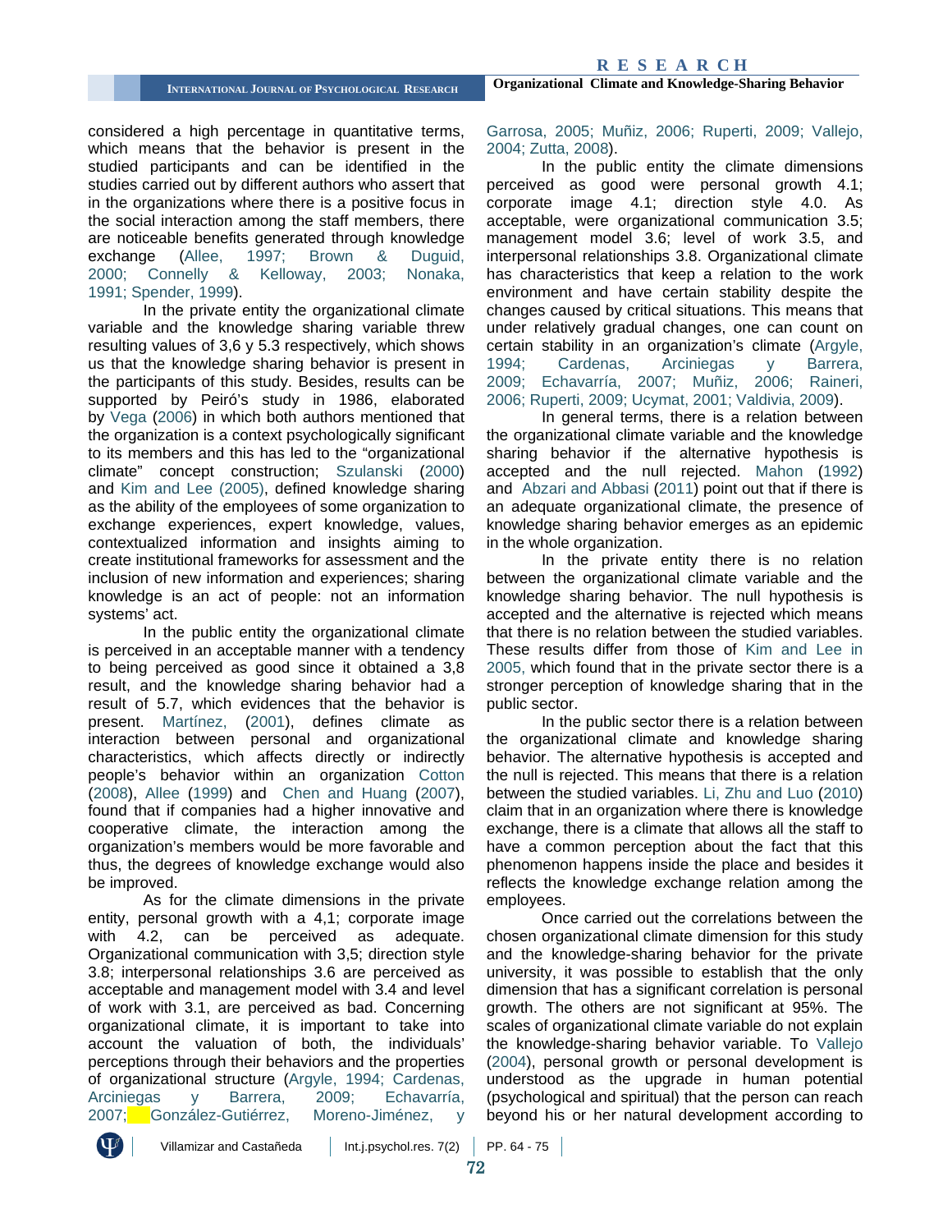considered a high percentage in quantitative terms, which means that the behavior is present in the studied participants and can be identified in the studies carried out by different authors who assert that in the organizations where there is a positive focus in the social interaction among the staff members, there are noticeable benefits generated through knowledge exchange (Allee, 1997; Brown & Duguid, 2000; Connelly & Kelloway, 2003; Nonaka, 1991; Spender, 1999).

In the private entity the organizational climate variable and the knowledge sharing variable threw resulting values of 3,6 y 5.3 respectively, which shows us that the knowledge sharing behavior is present in the participants of this study. Besides, results can be supported by Peiró's study in 1986, elaborated by Vega (2006) in which both authors mentioned that the organization is a context psychologically significant to its members and this has led to the "organizational climate" concept construction; Szulanski (2000) and Kim and Lee (2005), defined knowledge sharing as the ability of the employees of some organization to exchange experiences, expert knowledge, values, contextualized information and insights aiming to create institutional frameworks for assessment and the inclusion of new information and experiences; sharing knowledge is an act of people: not an information systems' act.

In the public entity the organizational climate is perceived in an acceptable manner with a tendency to being perceived as good since it obtained a 3,8 result, and the knowledge sharing behavior had a result of 5.7, which evidences that the behavior is present. Martínez, (2001), defines climate as interaction between personal and organizational characteristics, which affects directly or indirectly people's behavior within an organization Cotton (2008), Allee (1999) and Chen and Huang (2007), found that if companies had a higher innovative and cooperative climate, the interaction among the organization's members would be more favorable and thus, the degrees of knowledge exchange would also be improved.

As for the climate dimensions in the private entity, personal growth with a 4,1; corporate image with 4.2, can be perceived as adequate. Organizational communication with 3,5; direction style 3.8; interpersonal relationships 3.6 are perceived as acceptable and management model with 3.4 and level of work with 3.1, are perceived as bad. Concerning organizational climate, it is important to take into account the valuation of both, the individuals' perceptions through their behaviors and the properties of organizational structure (Argyle, 1994; Cardenas, Arciniegas y Barrera, 2009; Echavarría, 2007; González-Gutiérrez, Moreno-Jiménez, y Garrosa, 2005; Muñiz, 2006; Ruperti, 2009; Vallejo, 2004; Zutta, 2008).

In the public entity the climate dimensions perceived as good were personal growth 4.1; corporate image 4.1; direction style 4.0. As acceptable, were organizational communication 3.5; management model 3.6; level of work 3.5, and interpersonal relationships 3.8. Organizational climate has characteristics that keep a relation to the work environment and have certain stability despite the changes caused by critical situations. This means that under relatively gradual changes, one can count on certain stability in an organization's climate (Argyle, 1994; Cardenas, Arciniegas y Barrera, 2009; Echavarría, 2007; Muñiz, 2006; Raineri, 2006; Ruperti, 2009; Ucymat, 2001; Valdivia, 2009).

In general terms, there is a relation between the organizational climate variable and the knowledge sharing behavior if the alternative hypothesis is accepted and the null rejected. Mahon (1992) and Abzari and Abbasi (2011) point out that if there is an adequate organizational climate, the presence of knowledge sharing behavior emerges as an epidemic in the whole organization.

In the private entity there is no relation between the organizational climate variable and the knowledge sharing behavior. The null hypothesis is accepted and the alternative is rejected which means that there is no relation between the studied variables. These results differ from those of Kim and Lee in 2005, which found that in the private sector there is a stronger perception of knowledge sharing that in the public sector.

In the public sector there is a relation between the organizational climate and knowledge sharing behavior. The alternative hypothesis is accepted and the null is rejected. This means that there is a relation between the studied variables. Li, Zhu and Luo (2010) claim that in an organization where there is knowledge exchange, there is a climate that allows all the staff to have a common perception about the fact that this phenomenon happens inside the place and besides it reflects the knowledge exchange relation among the employees.

Once carried out the correlations between the chosen organizational climate dimension for this study and the knowledge-sharing behavior for the private university, it was possible to establish that the only dimension that has a significant correlation is personal growth. The others are not significant at 95%. The scales of organizational climate variable do not explain the knowledge-sharing behavior variable. To Vallejo (2004), personal growth or personal development is understood as the upgrade in human potential (psychological and spiritual) that the person can reach beyond his or her natural development according to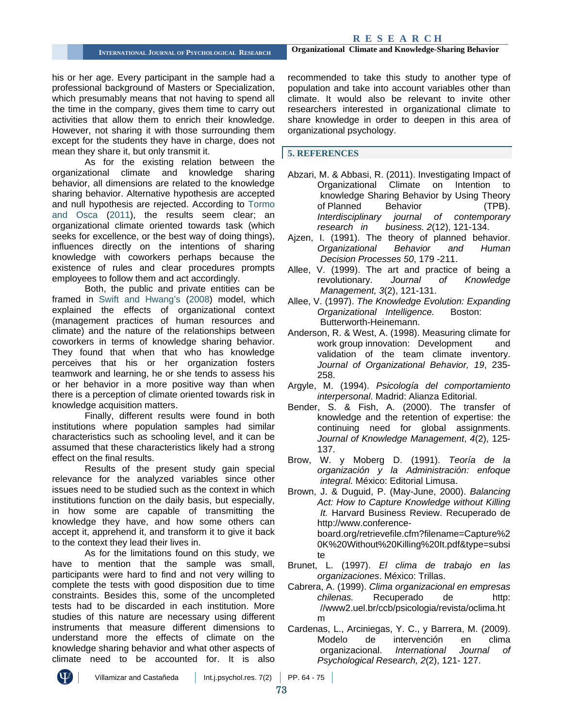his or her age. Every participant in the sample had a professional background of Masters or Specialization, which presumably means that not having to spend all the time in the company, gives them time to carry out activities that allow them to enrich their knowledge. However, not sharing it with those surrounding them except for the students they have in charge, does not mean they share it, but only transmit it.

As for the existing relation between the organizational climate and knowledge sharing behavior, all dimensions are related to the knowledge sharing behavior. Alternative hypothesis are accepted and null hypothesis are rejected. According to Tormo and Osca (2011), the results seem clear; an organizational climate oriented towards task (which seeks for excellence, or the best way of doing things), influences directly on the intentions of sharing knowledge with coworkers perhaps because the existence of rules and clear procedures prompts employees to follow them and act accordingly.

Both, the public and private entities can be framed in Swift and Hwang's (2008) model, which explained the effects of organizational context (management practices of human resources and climate) and the nature of the relationships between coworkers in terms of knowledge sharing behavior. They found that when that who has knowledge perceives that his or her organization fosters teamwork and learning, he or she tends to assess his or her behavior in a more positive way than when there is a perception of climate oriented towards risk in knowledge acquisition matters.

Finally, different results were found in both institutions where population samples had similar characteristics such as schooling level, and it can be assumed that these characteristics likely had a strong effect on the final results.

Results of the present study gain special relevance for the analyzed variables since other issues need to be studied such as the context in which institutions function on the daily basis, but especially, in how some are capable of transmitting the knowledge they have, and how some others can accept it, apprehend it, and transform it to give it back to the context they lead their lives in.

As for the limitations found on this study, we have to mention that the sample was small, participants were hard to find and not very willing to complete the tests with good disposition due to time constraints. Besides this, some of the uncompleted tests had to be discarded in each institution. More studies of this nature are necessary using different instruments that measure different dimensions to understand more the effects of climate on the knowledge sharing behavior and what other aspects of climate need to be accounted for. It is also recommended to take this study to another type of population and take into account variables other than climate. It would also be relevant to invite other researchers interested in organizational climate to share knowledge in order to deepen in this area of organizational psychology.

## 5. REFERENCES

Abzari, M. & Abbasi, R. (2011). Investigating Impact of Organizational Climate on Intention to knowledge Sharing Behavior by Using Theory of Planned Behavior (TPB). *Interdisciplinary journal of contemporary research in business. 2*(12), 121-134.

Ajzen, I. (1991). The theory of planned behavior. *Organizational Behavior and Human Decision Processes 50*, 179 -211.

Allee, V. (1999). The art and practice of being a revolutionary. *Journal of Knowledge Management, 3*(2), 121-131.

Allee, V. (1997). *The Knowledge Evolution: Expanding Organizational Intelligence.* Boston: Butterworth-Heinemann.

Anderson, R. & West, A. (1998). Measuring climate for work group innovation: Development and validation of the team climate inventory. *Journal of Organizational Behavior, 19*, 235-258.

Argyle, M. (1994). *Psicología del comportamiento interpersonal*. Madrid: Alianza Editorial.

Bender, S. & Fish, A. (2000). The transfer of knowledge and the retention of expertise: the continuing need for global assignments. *Journal of Knowledge Management*, *4*(2), 125-137.

Brow, W. y Moberg D. (1991). *Teoría de la organización y la Administración: enfoque integral.* México: Editorial Limusa.

Brown, J. & Duguid, P. (May-June, 2000). *Balancing Act: How to Capture Knowledge without Killing It.* Harvard Business Review. Recuperado de http://www.conference-board.org/retrievefile.cfm?filename=Capture%20K%20Without%20Killing%20It.pdf&type=subsite

Brunet, L. (1997). *El clima de trabajo en las organizaciones*. México: Trillas.

Cabrera, A. (1999). *Clima organizacional en empresas chilenas.* Recuperado de http://www2.uel.br/ccb/psicologia/revista/oclima.htm

Cardenas, L., Arciniegas, Y. C., y Barrera, M. (2009). Modelo de intervención en clima organizacional. *International Journal of Psychological Research, 2*(2), 121- 127.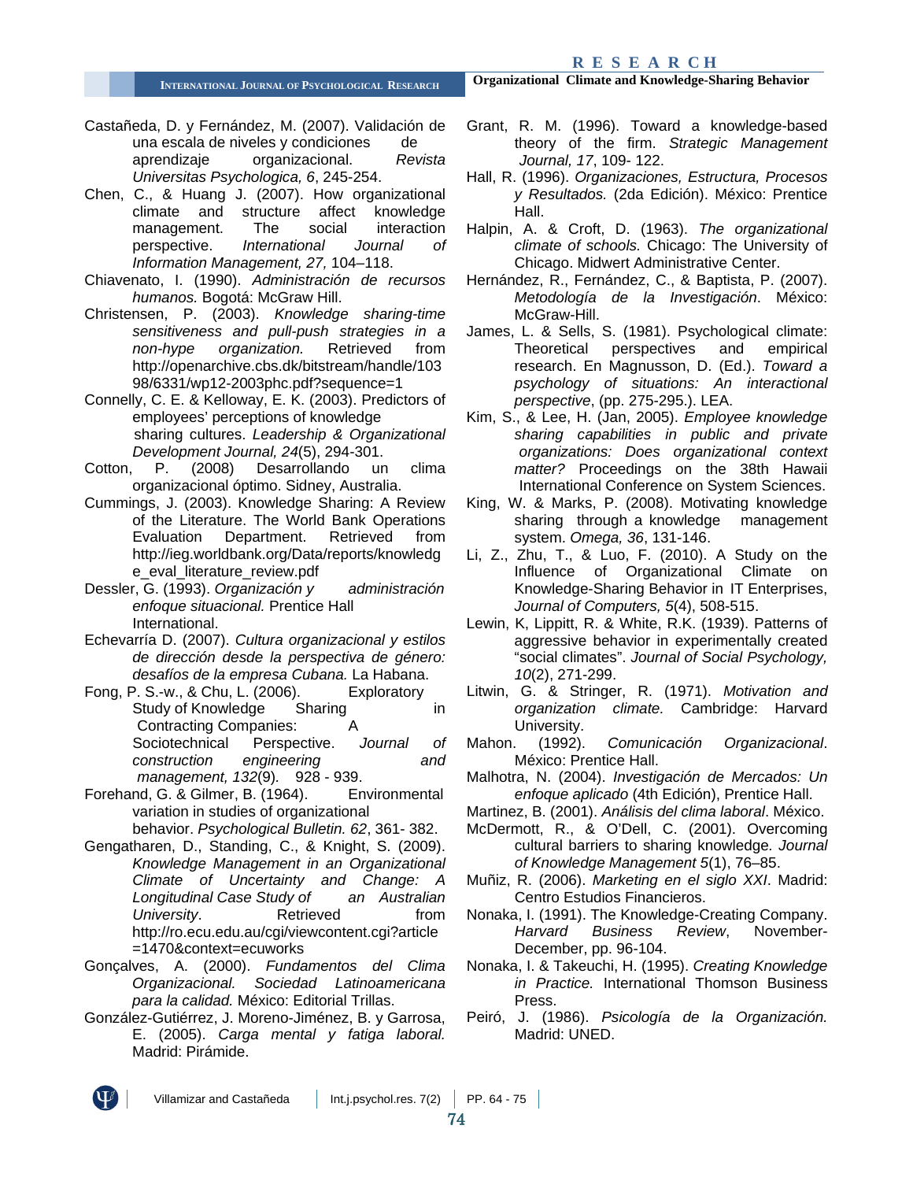Castañeda, D. y Fernández, M. (2007). Validación de una escala de niveles y condiciones de aprendizaje organizacional. *Revista Universitas Psychologica, 6*, 245-254.

Chen, C., & Huang J. (2007). How organizational climate and structure affect knowledge management. The social interaction perspective. *International Journal of Information Management, 27,* 104–118.

Chiavenato, I. (1990). *Administración de recursos humanos.* Bogotá: McGraw Hill.

Christensen, P. (2003). *Knowledge sharing-time sensitiveness and pull-push strategies in a non-hype organization.* Retrieved from http://openarchive.cbs.dk/bitstream/handle/10398/6331/wp12-2003phc.pdf?sequence=1

Connelly, C. E. & Kelloway, E. K. (2003). Predictors of employees' perceptions of knowledge sharing cultures. *Leadership & Organizational Development Journal, 24*(5), 294-301.

Cotton, P. (2008) Desarrollando un clima organizacional óptimo. Sidney, Australia.

Cummings, J. (2003). Knowledge Sharing: A Review of the Literature. The World Bank Operations Evaluation Department. Retrieved from http://ieg.worldbank.org/Data/reports/knowledge_eval_literature_review.pdf

Dessler, G. (1993). *Organización y administración enfoque situacional.* Prentice Hall International.

Echevarría D. (2007). *Cultura organizacional y estilos de dirección desde la perspectiva de género: desafíos de la empresa Cubana.* La Habana.

Fong, P. S.-w., & Chu, L. (2006). Exploratory Study of Knowledge Sharing in Contracting Companies: A Sociotechnical Perspective. *Journal of construction engineering and management, 132*(9). 928 - 939.

Forehand, G. & Gilmer, B. (1964). Environmental variation in studies of organizational behavior. *Psychological Bulletin. 62*, 361- 382.

Gengatharen, D., Standing, C., & Knight, S. (2009). *Knowledge Management in an Organizational Climate of Uncertainty and Change: A Longitudinal Case Study of an Australian University*. Retrieved from http://ro.ecu.edu.au/cgi/viewcontent.cgi?article=1470&context=ecuworks

Gonçalves, A. (2000). *Fundamentos del Clima Organizacional. Sociedad Latinoamericana para la calidad.* México: Editorial Trillas.

González-Gutiérrez, J. Moreno-Jiménez, B. y Garrosa, E. (2005). *Carga mental y fatiga laboral.* Madrid: Pirámide.

Grant, R. M. (1996). Toward a knowledge-based theory of the firm. *Strategic Management Journal, 17*, 109- 122.

Hall, R. (1996). *Organizaciones, Estructura, Procesos y Resultados.* (2da Edición). México: Prentice Hall.

Halpin, A. & Croft, D. (1963). *The organizational climate of schools.* Chicago: The University of Chicago. Midwert Administrative Center.

Hernández, R., Fernández, C., & Baptista, P. (2007). *Metodología de la Investigación*. México: McGraw-Hill.

James, L. & Sells, S. (1981). Psychological climate: Theoretical perspectives and empirical research. En Magnusson, D. (Ed.). *Toward a psychology of situations: An interactional perspective*, (pp. 275-295.). LEA.

Kim, S., & Lee, H. (Jan, 2005). *Employee knowledge sharing capabilities in public and private organizations: Does organizational context matter?* Proceedings on the 38th Hawaii International Conference on System Sciences.

King, W. & Marks, P. (2008). Motivating knowledge sharing through a knowledge management system. *Omega, 36*, 131-146.

Li, Z., Zhu, T., & Luo, F. (2010). A Study on the Influence of Organizational Climate on Knowledge-Sharing Behavior in IT Enterprises, *Journal of Computers, 5*(4), 508-515.

Lewin, K, Lippitt, R. & White, R.K. (1939). Patterns of aggressive behavior in experimentally created "social climates". *Journal of Social Psychology, 10*(2), 271-299.

Litwin, G. & Stringer, R. (1971). *Motivation and organization climate.* Cambridge: Harvard University.

Mahon. (1992). *Comunicación Organizacional*. México: Prentice Hall.

Malhotra, N. (2004). *Investigación de Mercados: Un enfoque aplicado* (4th Edición), Prentice Hall.

Martinez, B. (2001). *Análisis del clima laboral*. México.

McDermott, R., & O'Dell, C. (2001). Overcoming cultural barriers to sharing knowledge*. Journal of Knowledge Management 5*(1), 76–85.

Muñiz, R. (2006). *Marketing en el siglo XXI*. Madrid: Centro Estudios Financieros.

Nonaka, I. (1991). The Knowledge-Creating Company. *Harvard Business Review*, November-December, pp. 96-104.

Nonaka, I. & Takeuchi, H. (1995). *Creating Knowledge in Practice.* International Thomson Business Press.

Peiró, J. (1986). *Psicología de la Organización.* Madrid: UNED.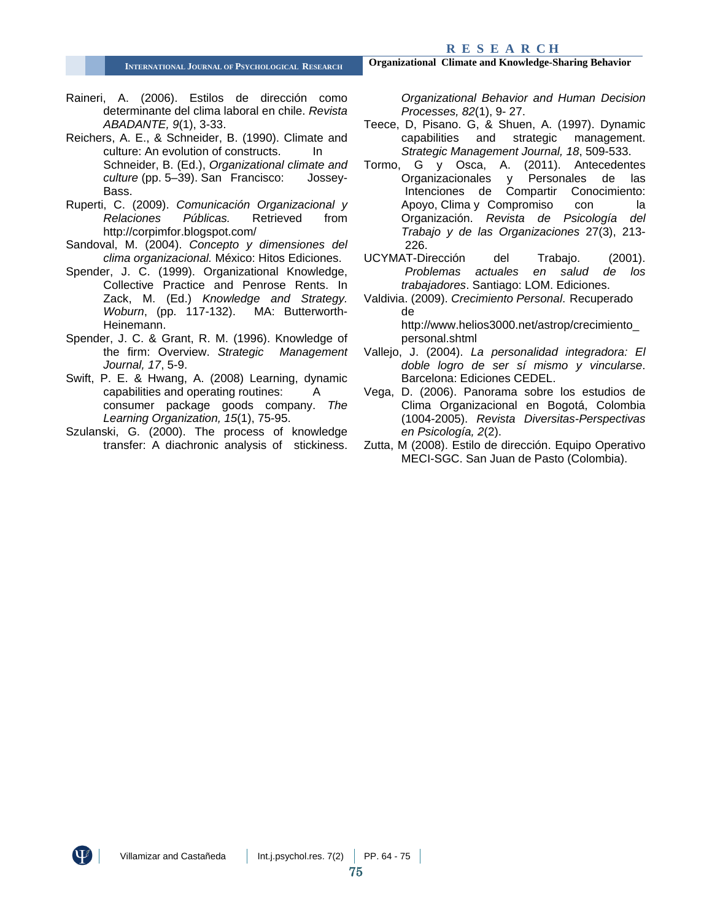Raineri, A. (2006). Estilos de dirección como determinante del clima laboral en chile. *Revista ABADANTE, 9*(1), 3-33.

Reichers, A. E., & Schneider, B. (1990). Climate and culture: An evolution of constructs. In Schneider, B. (Ed.), *Organizational climate and culture* (pp. 5–39). San Francisco: Jossey-Bass.

Ruperti, C. (2009). *Comunicación Organizacional y Relaciones Públicas.* Retrieved from http://corpimfor.blogspot.com/

Sandoval, M. (2004). *Concepto y dimensiones del clima organizacional.* México: Hitos Ediciones.

Spender, J. C. (1999). Organizational Knowledge, Collective Practice and Penrose Rents. In Zack, M. (Ed.) *Knowledge and Strategy. Woburn*, (pp. 117-132). MA: Butterworth-Heinemann.

Spender, J. C. & Grant, R. M. (1996). Knowledge of the firm: Overview. *Strategic Management Journal, 17*, 5-9.

Swift, P. E. & Hwang, A. (2008) Learning, dynamic capabilities and operating routines: A consumer package goods company. *The Learning Organization, 15*(1), 75-95.

Szulanski, G. (2000). The process of knowledge transfer: A diachronic analysis of stickiness. *Organizational Behavior and Human Decision Processes, 82*(1), 9- 27.

Teece, D, Pisano. G, & Shuen, A. (1997). Dynamic capabilities and strategic management. *Strategic Management Journal, 18*, 509-533.

Tormo, G y Osca, A. (2011). Antecedentes Organizacionales y Personales de las Intenciones de Compartir Conocimiento: Apoyo, Clima y Compromiso con la Organización. *Revista de Psicología del Trabajo y de las Organizaciones* 27(3), 213-226.

UCYMAT-Dirección del Trabajo. (2001). *Problemas actuales en salud de los trabajadores*. Santiago: LOM. Ediciones.

Valdivia. (2009). *Crecimiento Personal*. Recuperado de http://www.helios3000.net/astrop/crecimiento_personal.shtml

Vallejo, J. (2004). *La personalidad integradora: El doble logro de ser sí mismo y vincularse*. Barcelona: Ediciones CEDEL.

Vega, D. (2006). Panorama sobre los estudios de Clima Organizacional en Bogotá, Colombia (1004-2005). *Revista Diversitas-Perspectivas en Psicología, 2*(2).

Zutta, M (2008). Estilo de dirección. Equipo Operativo MECI-SGC. San Juan de Pasto (Colombia).